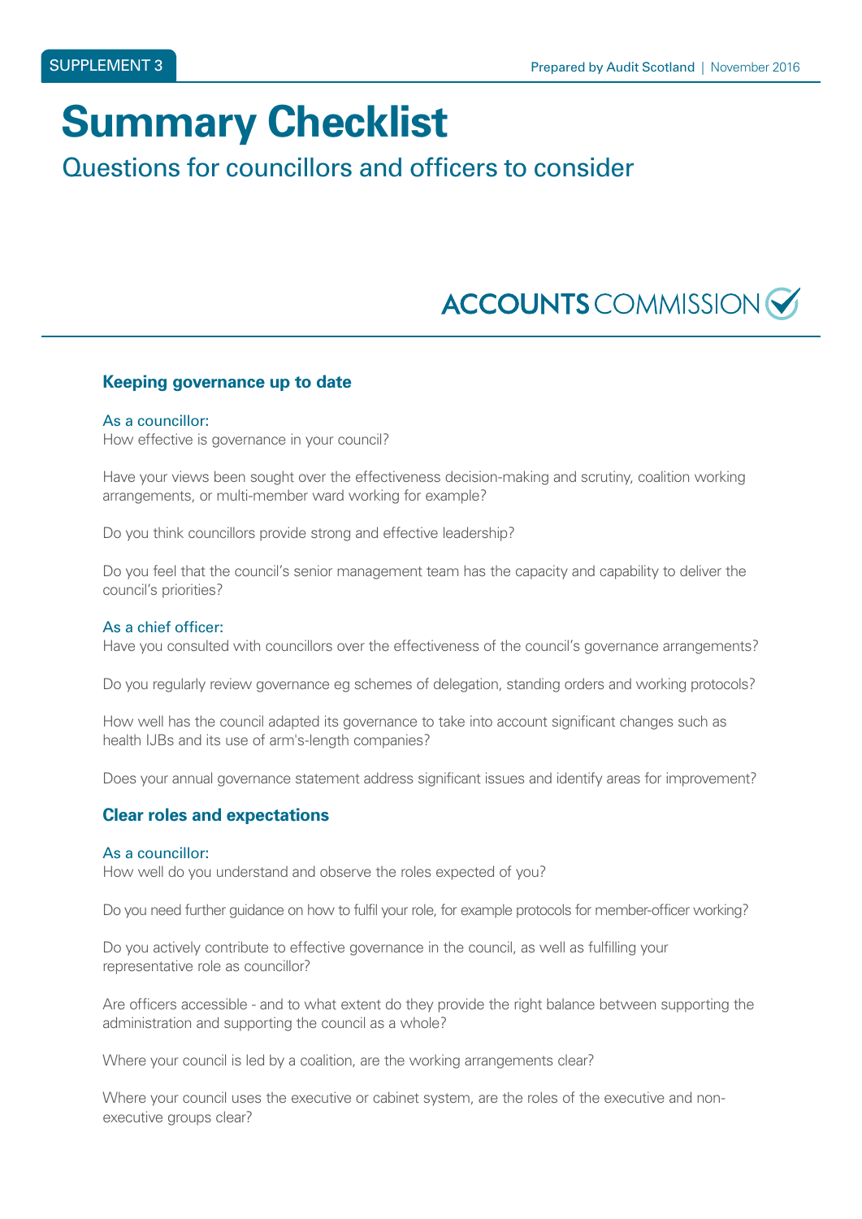SUPPLEMENT 3

Prepared by Audit Scotland | November 2016

# Summary Checklist

## Questions for councillors and officers to consider

ACCOUNTS COMMISSION

### Keeping governance up to date

**As a councillor:**

How effective is governance in your council?

Have your views been sought over the effectiveness decision-making and scrutiny, coalition working arrangements, or multi-member ward working for example?

Do you think councillors provide strong and effective leadership?

Do you feel that the council's senior management team has the capacity and capability to deliver the council's priorities?

**As a chief officer:**

Have you consulted with councillors over the effectiveness of the council's governance arrangements?

Do you regularly review governance eg schemes of delegation, standing orders and working protocols?

How well has the council adapted its governance to take into account significant changes such as health IJBs and its use of arm's-length companies?

Does your annual governance statement address significant issues and identify areas for improvement?

### Clear roles and expectations

**As a councillor:**

How well do you understand and observe the roles expected of you?

Do you need further guidance on how to fulfil your role, for example protocols for member-officer working?

Do you actively contribute to effective governance in the council, as well as fulfilling your representative role as councillor?

Are officers accessible - and to what extent do they provide the right balance between supporting the administration and supporting the council as a whole?

Where your council is led by a coalition, are the working arrangements clear?

Where your council uses the executive or cabinet system, are the roles of the executive and non-executive groups clear?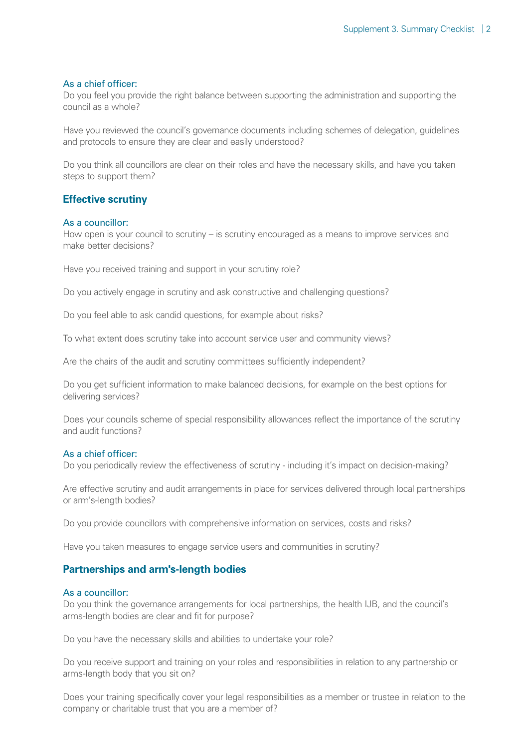#### As a chief officer:

Do you feel you provide the right balance between supporting the administration and supporting the council as a whole?

Have you reviewed the council's governance documents including schemes of delegation, guidelines and protocols to ensure they are clear and easily understood?

Do you think all councillors are clear on their roles and have the necessary skills, and have you taken steps to support them?

### Effective scrutiny

#### As a councillor:

How open is your council to scrutiny – is scrutiny encouraged as a means to improve services and make better decisions?

Have you received training and support in your scrutiny role?

Do you actively engage in scrutiny and ask constructive and challenging questions?

Do you feel able to ask candid questions, for example about risks?

To what extent does scrutiny take into account service user and community views?

Are the chairs of the audit and scrutiny committees sufficiently independent?

Do you get sufficient information to make balanced decisions, for example on the best options for delivering services?

Does your councils scheme of special responsibility allowances reflect the importance of the scrutiny and audit functions?

#### As a chief officer:

Do you periodically review the effectiveness of scrutiny - including it's impact on decision-making?

Are effective scrutiny and audit arrangements in place for services delivered through local partnerships or arm's-length bodies?

Do you provide councillors with comprehensive information on services, costs and risks?

Have you taken measures to engage service users and communities in scrutiny?

### Partnerships and arm's-length bodies

#### As a councillor:

Do you think the governance arrangements for local partnerships, the health IJB, and the council's arms-length bodies are clear and fit for purpose?

Do you have the necessary skills and abilities to undertake your role?

Do you receive support and training on your roles and responsibilities in relation to any partnership or arms-length body that you sit on?

Does your training specifically cover your legal responsibilities as a member or trustee in relation to the company or charitable trust that you are a member of?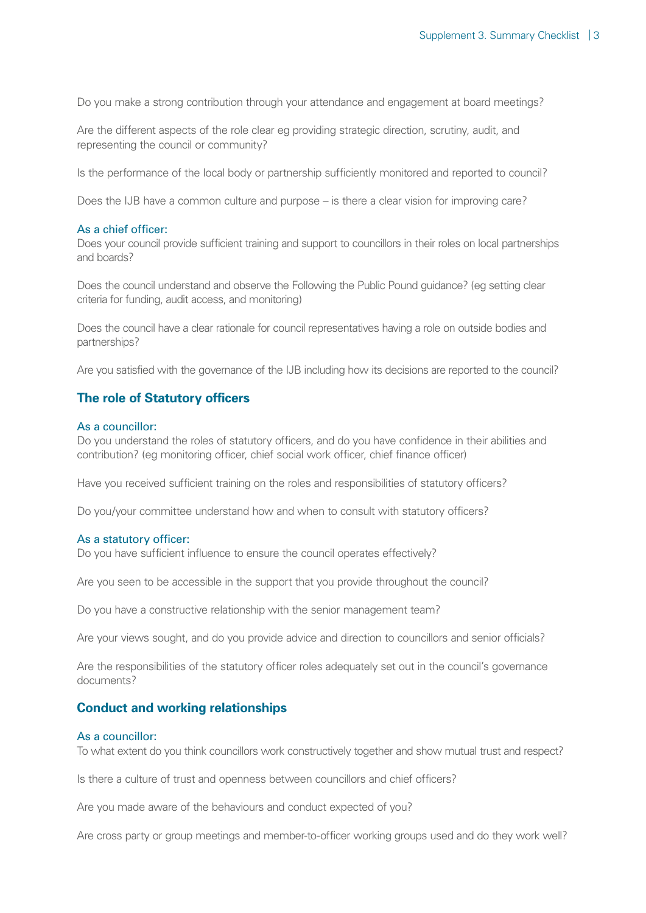Do you make a strong contribution through your attendance and engagement at board meetings?

Are the different aspects of the role clear eg providing strategic direction, scrutiny, audit, and representing the council or community?

Is the performance of the local body or partnership sufficiently monitored and reported to council?

Does the IJB have a common culture and purpose – is there a clear vision for improving care?

### As a chief officer:

Does your council provide sufficient training and support to councillors in their roles on local partnerships and boards?

Does the council understand and observe the Following the Public Pound guidance? (eg setting clear criteria for funding, audit access, and monitoring)

Does the council have a clear rationale for council representatives having a role on outside bodies and partnerships?

Are you satisfied with the governance of the IJB including how its decisions are reported to the council?

## The role of Statutory officers

### As a councillor:

Do you understand the roles of statutory officers, and do you have confidence in their abilities and contribution? (eg monitoring officer, chief social work officer, chief finance officer)

Have you received sufficient training on the roles and responsibilities of statutory officers?

Do you/your committee understand how and when to consult with statutory officers?

### As a statutory officer:

Do you have sufficient influence to ensure the council operates effectively?

Are you seen to be accessible in the support that you provide throughout the council?

Do you have a constructive relationship with the senior management team?

Are your views sought, and do you provide advice and direction to councillors and senior officials?

Are the responsibilities of the statutory officer roles adequately set out in the council's governance documents?

## Conduct and working relationships

### As a councillor:

To what extent do you think councillors work constructively together and show mutual trust and respect?

Is there a culture of trust and openness between councillors and chief officers?

Are you made aware of the behaviours and conduct expected of you?

Are cross party or group meetings and member-to-officer working groups used and do they work well?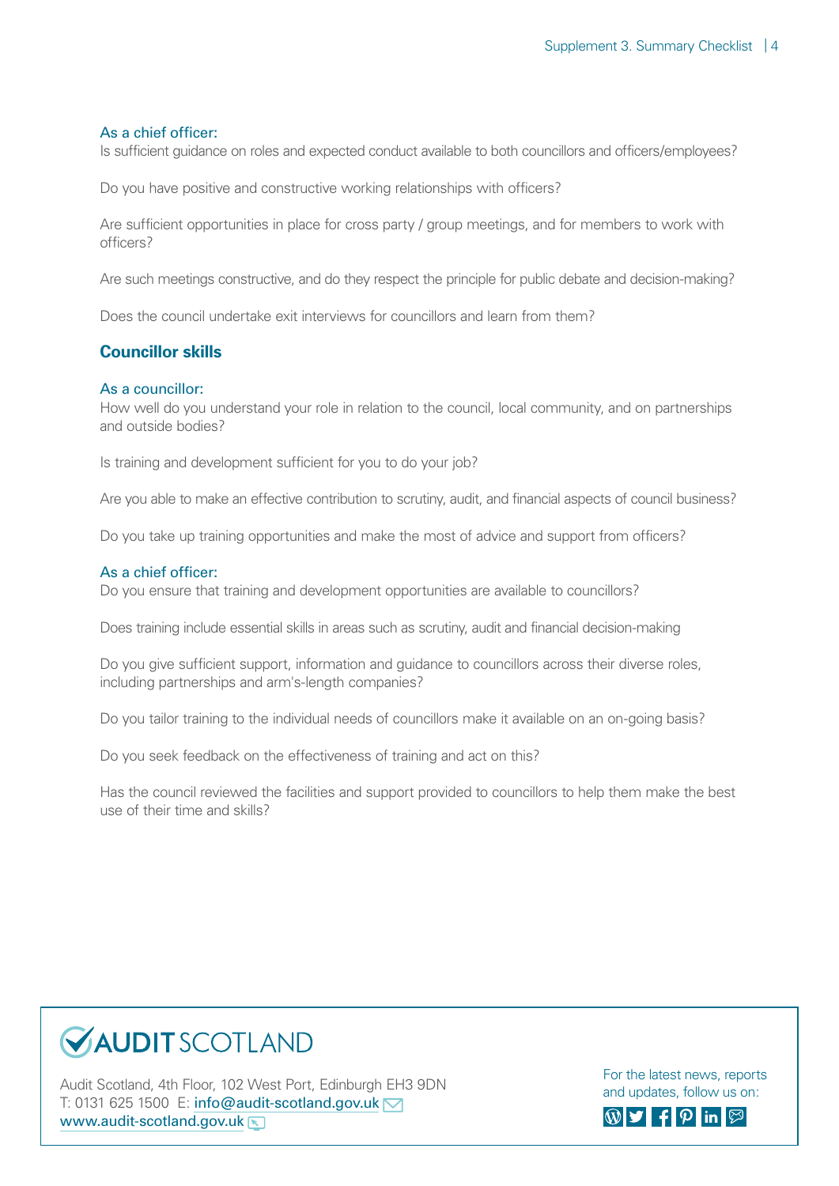As a chief officer:

Is sufficient guidance on roles and expected conduct available to both councillors and officers/employees?

Do you have positive and constructive working relationships with officers?

Are sufficient opportunities in place for cross party / group meetings, and for members to work with officers?

Are such meetings constructive, and do they respect the principle for public debate and decision-making?

Does the council undertake exit interviews for councillors and learn from them?

## Councillor skills

As a councillor:

How well do you understand your role in relation to the council, local community, and on partnerships and outside bodies?

Is training and development sufficient for you to do your job?

Are you able to make an effective contribution to scrutiny, audit, and financial aspects of council business?

Do you take up training opportunities and make the most of advice and support from officers?

As a chief officer:

Do you ensure that training and development opportunities are available to councillors?

Does training include essential skills in areas such as scrutiny, audit and financial decision-making

Do you give sufficient support, information and guidance to councillors across their diverse roles, including partnerships and arm's-length companies?

Do you tailor training to the individual needs of councillors make it available on an on-going basis?

Do you seek feedback on the effectiveness of training and act on this?

Has the council reviewed the facilities and support provided to councillors to help them make the best use of their time and skills?

AUDIT SCOTLAND

Audit Scotland, 4th Floor, 102 West Port, Edinburgh EH3 9DN
T: 0131 625 1500 E: info@audit-scotland.gov.uk
www.audit-scotland.gov.uk

For the latest news, reports and updates, follow us on: